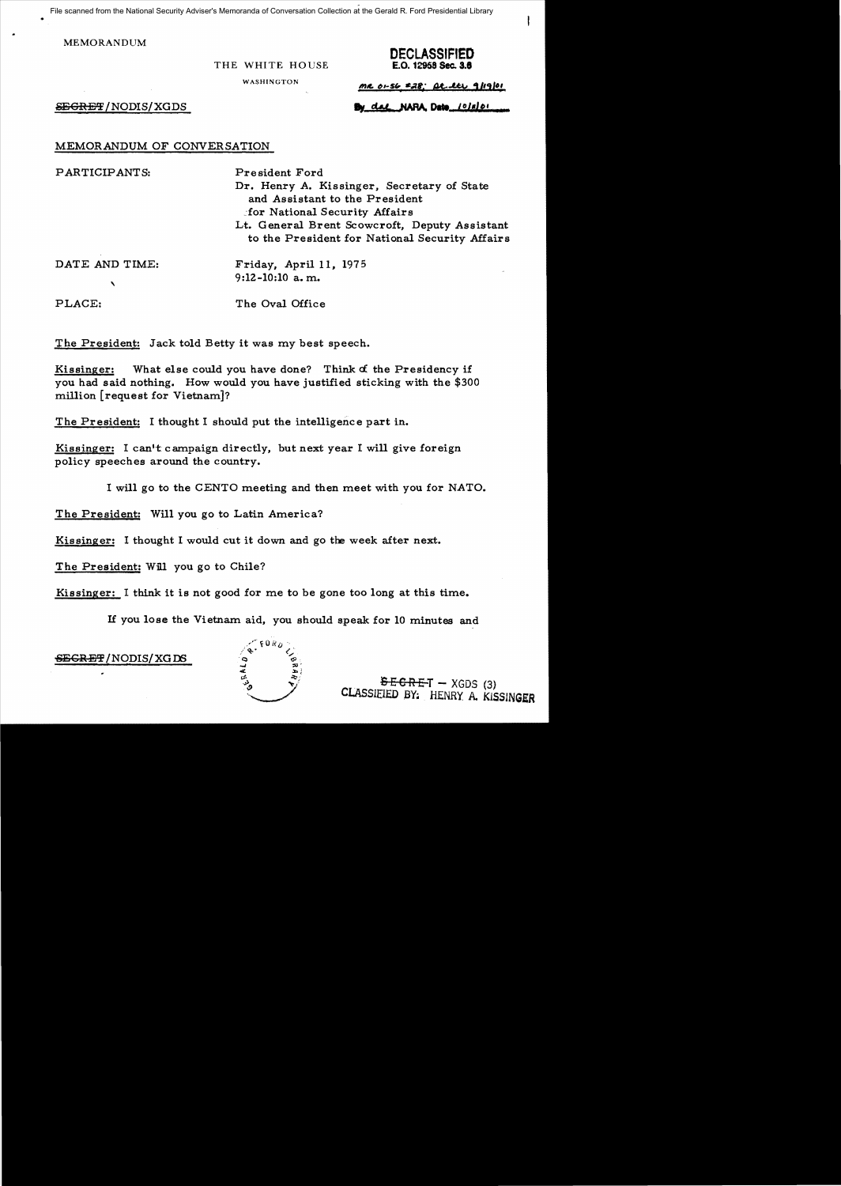File scanned from the National Security Adviser's Memoranda of Conversation Collection at the Gerald R. Ford Presidential Library

MEMORANDUM

THE WHITE HOUSE

WASHINGTON

**DECLASSIFIED**
**E.O. 12958 Sec. 3.6**

MR 01-56 #28; St. ltr 9/19/01

By dal NARA, Date 10/8/01

~~SECRET~~/NODIS/XGDS

MEMORANDUM OF CONVERSATION

PARTICIPANTS: President Ford
Dr. Henry A. Kissinger, Secretary of State and Assistant to the President for National Security Affairs
Lt. General Brent Scowcroft, Deputy Assistant to the President for National Security Affairs

DATE AND TIME: Friday, April 11, 1975
9:12-10:10 a.m.

PLACE: The Oval Office

The President: Jack told Betty it was my best speech.

Kissinger: What else could you have done? Think of the Presidency if you had said nothing. How would you have justified sticking with the $300 million [request for Vietnam]?

The President: I thought I should put the intelligence part in.

Kissinger: I can't campaign directly, but next year I will give foreign policy speeches around the country.

I will go to the CENTO meeting and then meet with you for NATO.

The President: Will you go to Latin America?

Kissinger: I thought I would cut it down and go the week after next.

The President: Will you go to Chile?

Kissinger: I think it is not good for me to be gone too long at this time.

If you lose the Vietnam aid, you should speak for 10 minutes and

~~SECRET~~/NODIS/XGDS

~~SECRET~~ – XGDS (3)
CLASSIFIED BY: HENRY A. KISSINGER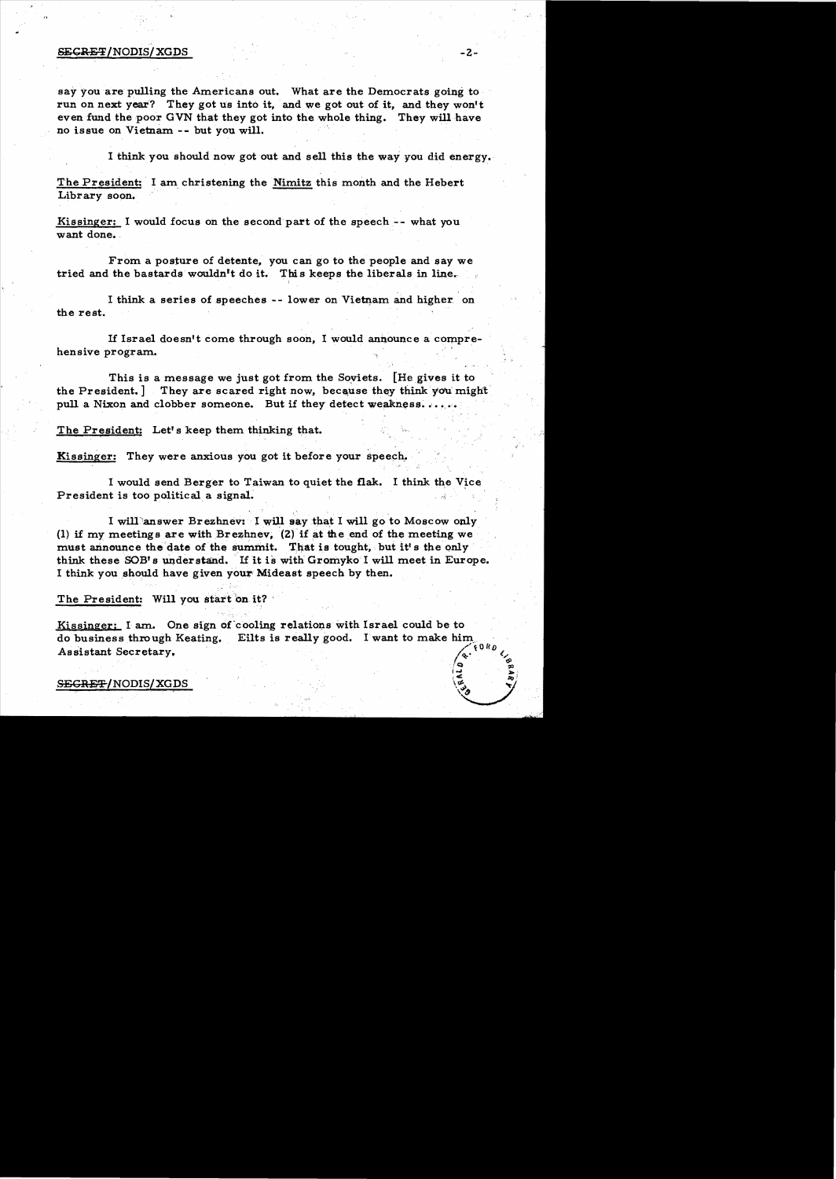say you are pulling the Americans out. What are the Democrats going to run on next year? They got us into it, and we got out of it, and they won't even fund the poor GVN that they got into the whole thing. They will have no issue on Vietnam -- but you will.

I think you should now got out and sell this the way you did energy.

The President: I am christening the *Nimitz* this month and the Hebert Library soon.

Kissinger: I would focus on the second part of the speech -- what you want done.

From a posture of detente, you can go to the people and say we tried and the bastards wouldn't do it. This keeps the liberals in line.

I think a series of speeches -- lower on Vietnam and higher on the rest.

If Israel doesn't come through soon, I would announce a comprehensive program.

This is a message we just got from the Soviets. [He gives it to the President.] They are scared right now, because they think you might pull a Nixon and clobber someone. But if they detect weakness......

The President: Let's keep them thinking that.

Kissinger: They were anxious you got it before your speech.

I would send Berger to Taiwan to quiet the flak. I think the Vice President is too political a signal.

I will answer Brezhnev: I will say that I will go to Moscow only (1) if my meetings are with Brezhnev, (2) if at the end of the meeting we must announce the date of the summit. That is tought, but it's the only think these SOB's understand. If it is with Gromyko I will meet in Europe. I think you should have given your Mideast speech by then.

The President: Will you start on it?

Kissinger: I am. One sign of cooling relations with Israel could be to do business through Keating. Eilts is really good. I want to make him Assistant Secretary.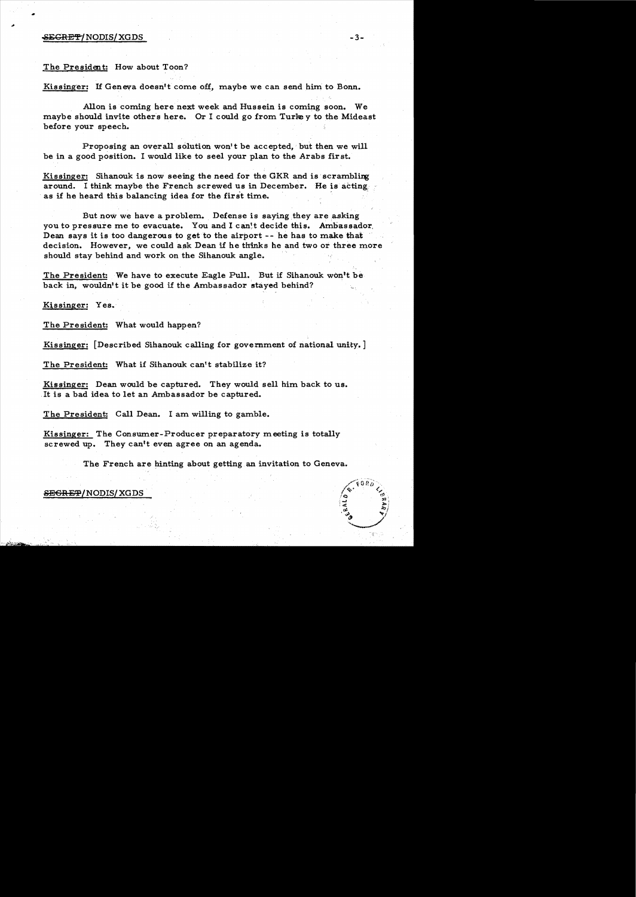The President: How about Toon?

Kissinger: If Geneva doesn't come off, maybe we can send him to Bonn.

Allon is coming here next week and Hussein is coming soon. We maybe should invite others here. Or I could go from Turkey to the Mideast before your speech.

Proposing an overall solution won't be accepted, but then we will be in a good position. I would like to seel your plan to the Arabs first.

Kissinger: Sihanouk is now seeing the need for the GKR and is scrambling around. I think maybe the French screwed us in December. He is acting as if he heard this balancing idea for the first time.

But now we have a problem. Defense is saying they are asking you to pressure me to evacuate. You and I can't decide this. Ambassador Dean says it is too dangerous to get to the airport -- he has to make that decision. However, we could ask Dean if he thinks he and two or three more should stay behind and work on the Sihanouk angle.

The President: We have to execute Eagle Pull. But if Sihanouk won't be back in, wouldn't it be good if the Ambassador stayed behind?

Kissinger: Yes.

The President: What would happen?

Kissinger: [Described Sihanouk calling for government of national unity.]

The President: What if Sihanouk can't stabilize it?

Kissinger: Dean would be captured. They would sell him back to us. It is a bad idea to let an Ambassador be captured.

The President: Call Dean. I am willing to gamble.

Kissinger: The Consumer-Producer preparatory meeting is totally screwed up. They can't even agree on an agenda.

The French are hinting about getting an invitation to Geneva.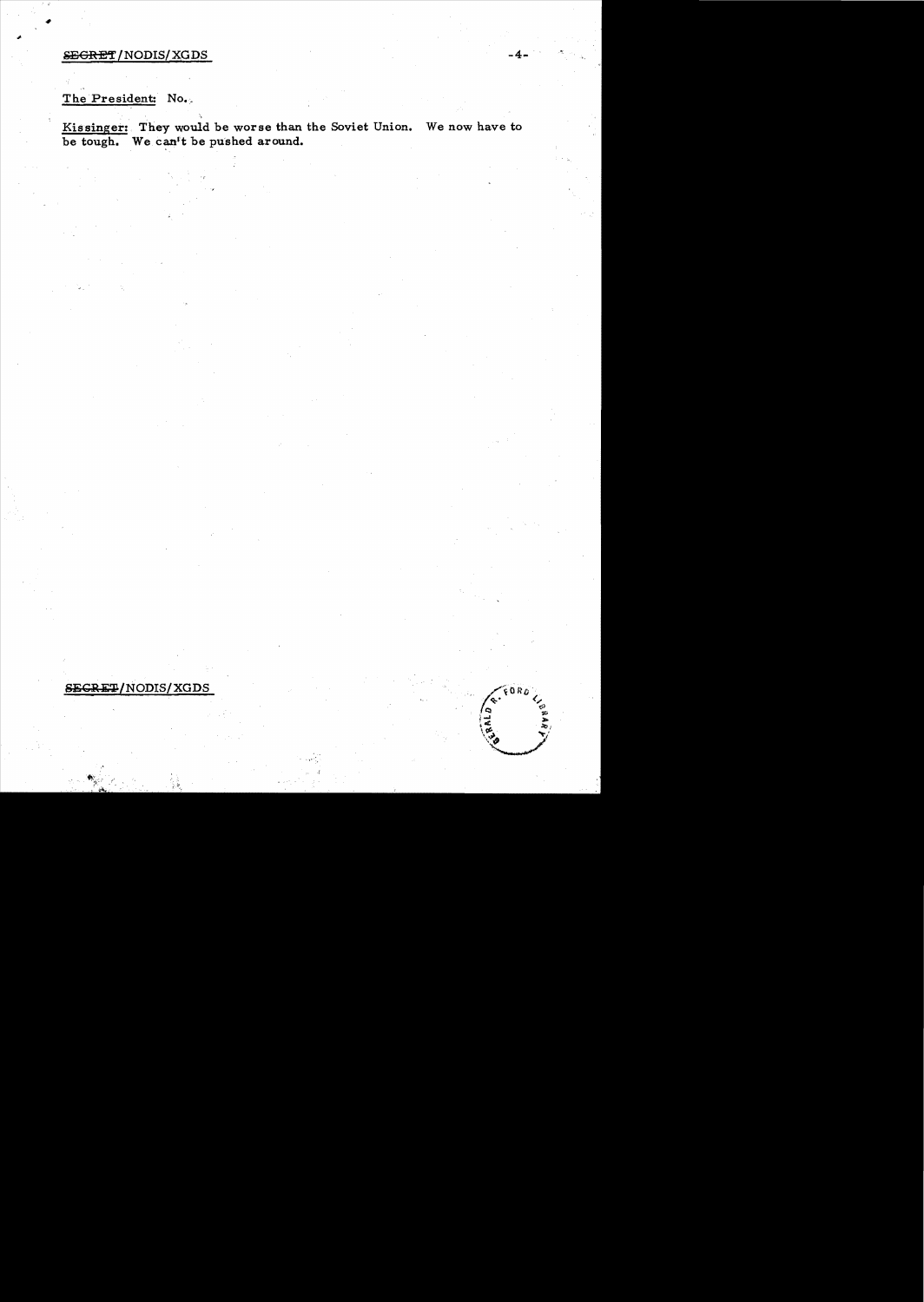The President: No.

Kissinger: They would be worse than the Soviet Union. We now have to be tough. We can't be pushed around.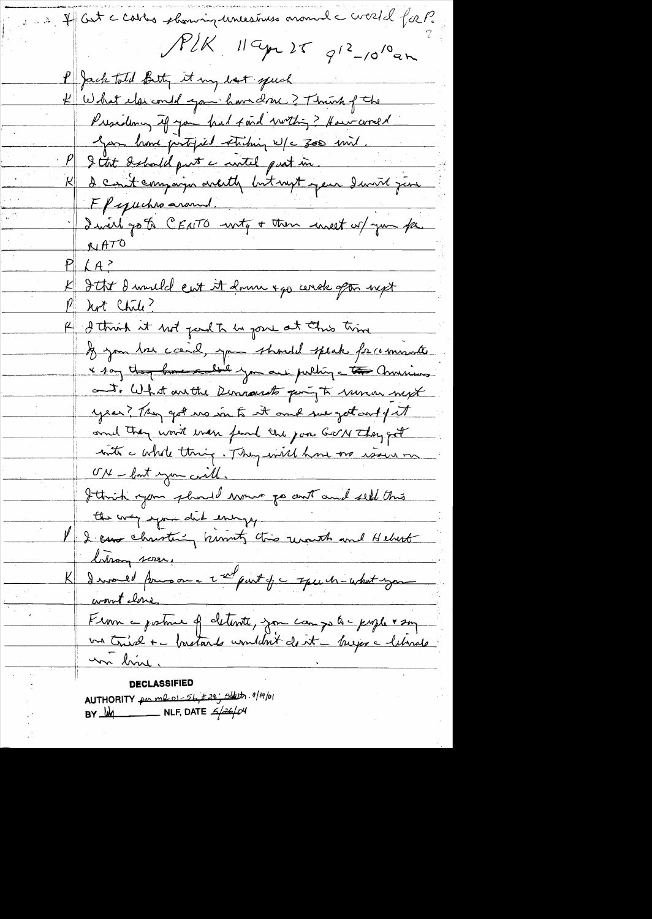# Get c cables showing uneasiness around c world for P.

P/K 11 Apr 75 9[12]–10[10] am

P Jack told Betty it my best speech

K What else could you have done? Think of the Presidency if you had said nothing? How could you have justified sticking w/c 300 mil.

P I thot I should put c initial part in.

K I can't campaign overtly but next year I will give F P speeches around.

I will go to CENTO mtg + then meet w/ you for NATO

P LA?

K I thot I would cut it down + go week after next

P Not Chile?

K I think it not good to be gone at this time

If you lose c aid, you should speak for c minute + say they ~~have added~~ you are putting c ~~the~~ Americans out. What are the Democrats going to run on next year? They got us in to it and we got out of it and they won't even fund the poor GVN they got into c whole thing. They will have no issue on VN – but you will.

I think you should now go out and sell this the way you did energy.

P I saw Christening twenty this month and Herbert Hoover soon.

K I would focus on c 2nd part of c speech – what you want done.

From c posture of detente, you can go to c people + say we tried + c bastards wouldn't do it – keeps c liberals in line.

**DECLASSIFIED**

AUTHORITY per MR 01-56, #28; State ltr. 9/19/01

BY [illegible] NLF, DATE 5/26/04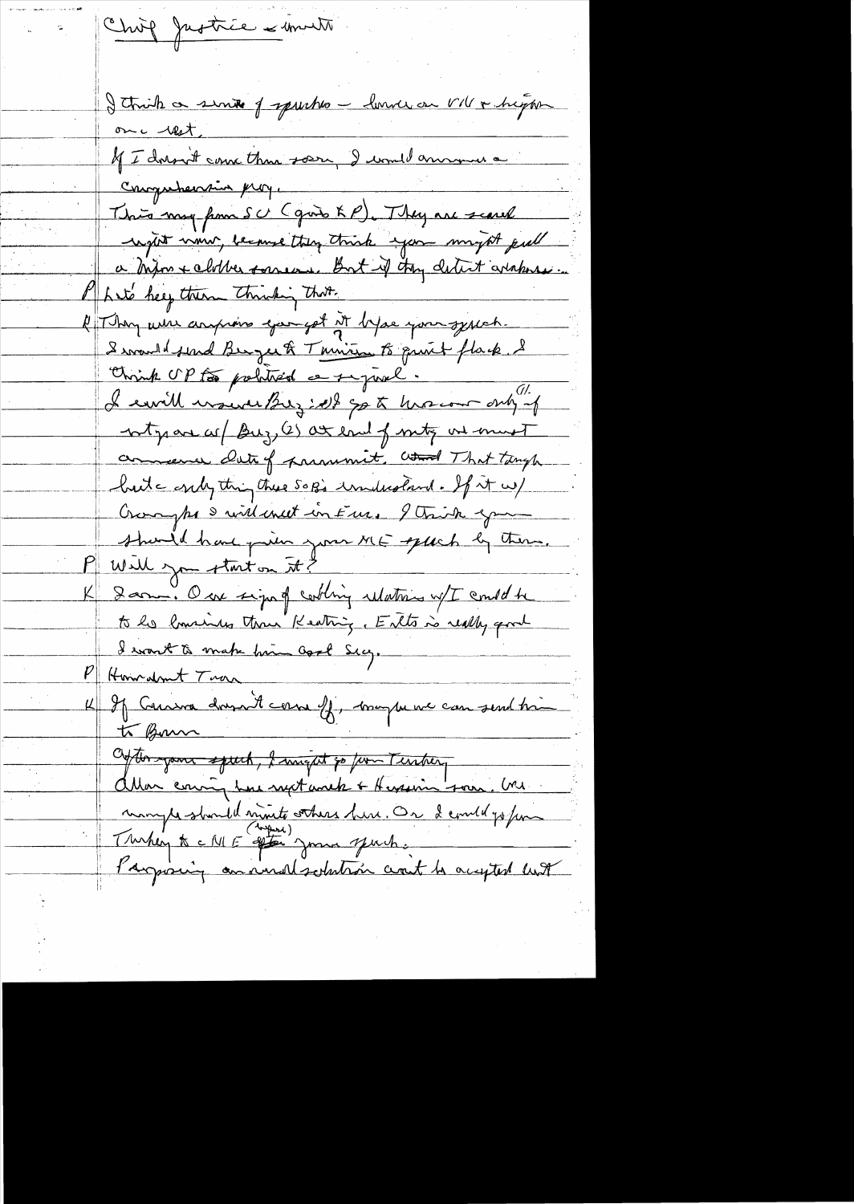Chief Justice & Smith

I think a series of speeches – leave an VN & higher on a rest.

If I don't come then soon, I would announce a Comprehensive prog.

This may form SC (goals & P). They are scared right now, because they think you might pull a Nixon & clobber someone. But if they detect weakness...

P Let's keep them thinking that.

K They were anxious you get it before your speech. I would send Berger & Tunisian to quiet flack. I think UP too polarized a signal.

I will answer Brez: All go to Moscow only if wty are w/ Brez, (2) at end of mtg we must announce date of summit. And That tough but a only thing these SOB's understand. If it w/ Gromyko I will insist in Eur. I think you should have given your ME speech by then.

P Will you start on it?

K I am. One sign of cabling relations w/ I could be to do business thru Keating. Eilts is really good. I want to make him Asst Secy.

P How about Iran

K If Geneva doesn't come off, maybe we can send him to Bonn

After your speech, I might go from Turkey. Allon coming here next week & Hussein soon. One maybe should invite others here. Or I could go from Turkey to c ME (Egypt) after your speech.

Proposing an overall solution can't be accepted but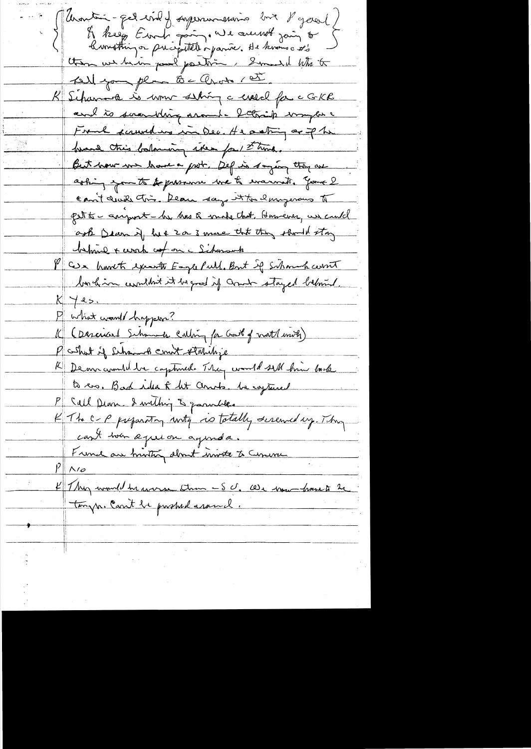{ Unanimous - get rid of supernumeraries but I guess
{ to keep Ermt going. We cannot jump to
{ something or precipitate a panic. He knows 2's
there we bring good position. I would like to
tell you plan to Amb / est.

K Schaufele is now asking a crowd for a GKR
and is scrambling around. Let's hope maybe a
French scramble in Dec. He acting as if he
had this balancing ideas for 1st time.
But now we have a prob. Dep is saying they are
asking you to depersonne [?] we to evacuate. You & I
can't decide this. Dean says it too dangerous to
get to airport - he has to make that. However, we could
ask Dean if he & 2 or 3 more that they should stay
behind & work out on Schaufele.

P We have to evacuate Eagle Pull. But if Schaufele couldn't
bring in wouldn't it be good if Amb stayed behind.

K Yes.

P What would happen?

K (Described Schaufele calling for Govt of national unity)

P What if Schaufele can't stabilize

K Dean would be captured. They would sell him back
to us. Bad idea to let Amb. be captured

P Call Dean & nothing to gamble.

K The C-P preparatory mtg is totally screwed up. They
can't even agree on agenda.
French are hinting about invite to Geneva

P No

K They would be worse than - S V. We now have to be
tough. Can't be pushed around.